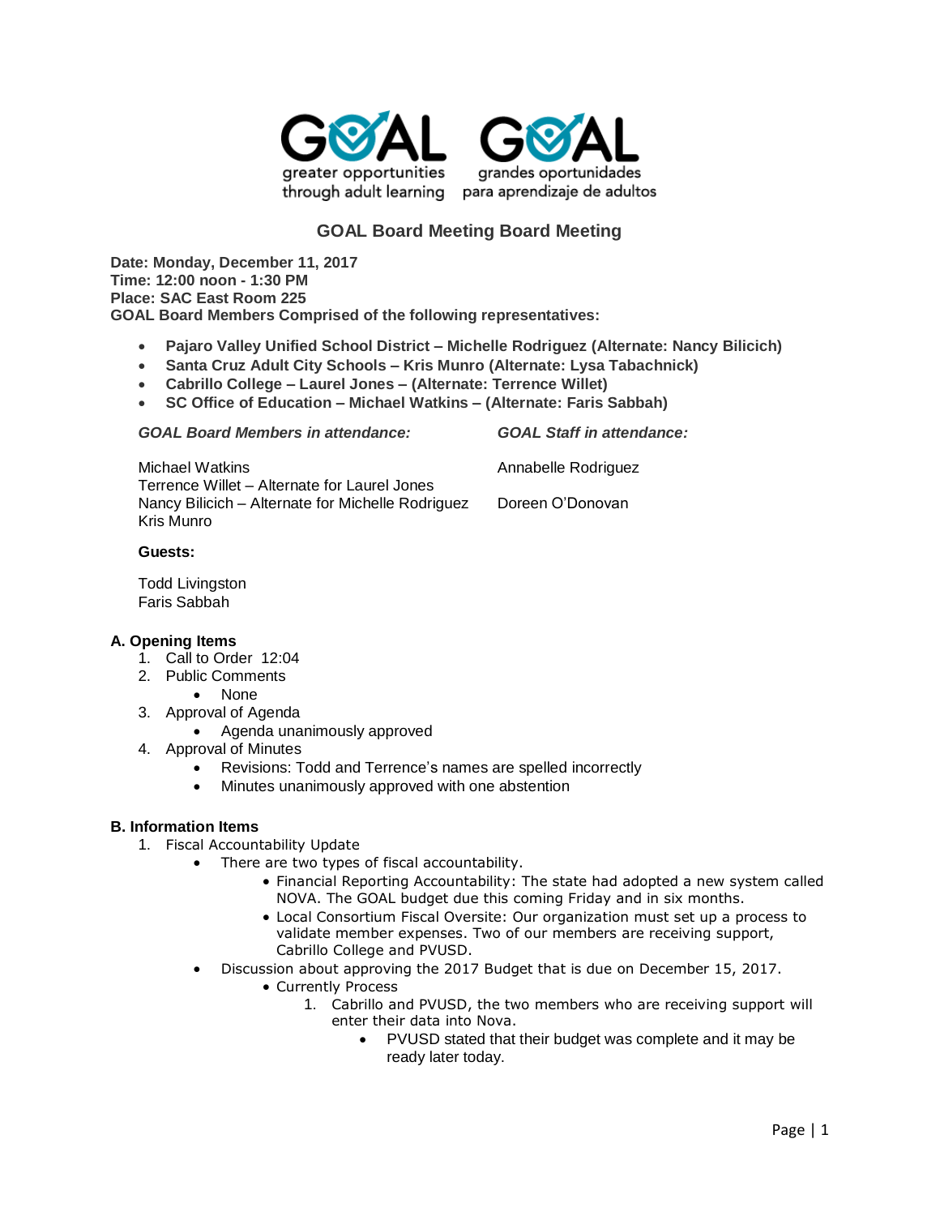GOAL greater opportunities through adult learning — GOAL grandes oportunidades para aprendizaje de adultos

# GOAL Board Meeting Board Meeting

**Date: Monday, December 11, 2017**
**Time: 12:00 noon - 1:30 PM**
**Place: SAC East Room 225**
**GOAL Board Members Comprised of the following representatives:**

- **Pajaro Valley Unified School District – Michelle Rodriguez (Alternate: Nancy Bilicich)**
- **Santa Cruz Adult City Schools – Kris Munro (Alternate: Lysa Tabachnick)**
- **Cabrillo College – Laurel Jones – (Alternate: Terrence Willet)**
- **SC Office of Education – Michael Watkins – (Alternate: Faris Sabbah)**

***GOAL Board Members in attendance:***

Michael Watkins
Terrence Willet – Alternate for Laurel Jones
Nancy Bilicich – Alternate for Michelle Rodriguez
Kris Munro

***GOAL Staff in attendance:***

Annabelle Rodriguez
Doreen O'Donovan

**Guests:**

Todd Livingston
Faris Sabbah

## A. Opening Items

1. Call to Order 12:04
2. Public Comments
   - None
3. Approval of Agenda
   - Agenda unanimously approved
4. Approval of Minutes
   - Revisions: Todd and Terrence's names are spelled incorrectly
   - Minutes unanimously approved with one abstention

## B. Information Items

1. Fiscal Accountability Update
   - There are two types of fiscal accountability.
     - Financial Reporting Accountability: The state had adopted a new system called NOVA. The GOAL budget due this coming Friday and in six months.
     - Local Consortium Fiscal Oversite: Our organization must set up a process to validate member expenses. Two of our members are receiving support, Cabrillo College and PVUSD.
   - Discussion about approving the 2017 Budget that is due on December 15, 2017.
     - Currently Process
       1. Cabrillo and PVUSD, the two members who are receiving support will enter their data into Nova.
          - PVUSD stated that their budget was complete and it may be ready later today.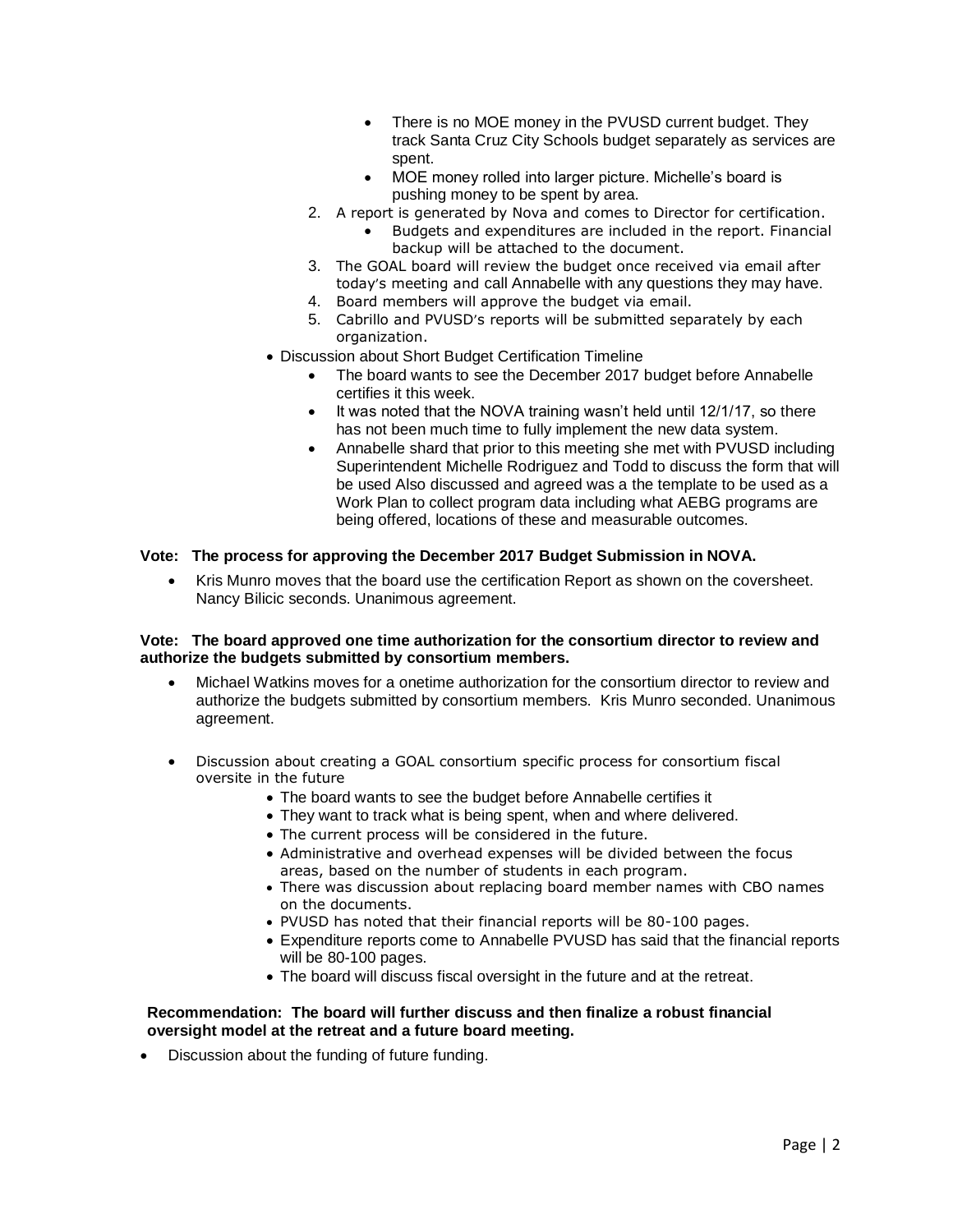- There is no MOE money in the PVUSD current budget. They track Santa Cruz City Schools budget separately as services are spent.
- MOE money rolled into larger picture. Michelle's board is pushing money to be spent by area.

2. A report is generated by Nova and comes to Director for certification.
   - Budgets and expenditures are included in the report. Financial backup will be attached to the document.
3. The GOAL board will review the budget once received via email after today's meeting and call Annabelle with any questions they may have.
4. Board members will approve the budget via email.
5. Cabrillo and PVUSD's reports will be submitted separately by each organization.

- Discussion about Short Budget Certification Timeline
  - The board wants to see the December 2017 budget before Annabelle certifies it this week.
  - It was noted that the NOVA training wasn't held until 12/1/17, so there has not been much time to fully implement the new data system.
  - Annabelle shard that prior to this meeting she met with PVUSD including Superintendent Michelle Rodriguez and Todd to discuss the form that will be used Also discussed and agreed was a the template to be used as a Work Plan to collect program data including what AEBG programs are being offered, locations of these and measurable outcomes.

**Vote: The process for approving the December 2017 Budget Submission in NOVA.**

- Kris Munro moves that the board use the certification Report as shown on the coversheet. Nancy Bilicic seconds. Unanimous agreement.

**Vote: The board approved one time authorization for the consortium director to review and authorize the budgets submitted by consortium members.**

- Michael Watkins moves for a onetime authorization for the consortium director to review and authorize the budgets submitted by consortium members. Kris Munro seconded. Unanimous agreement.

- Discussion about creating a GOAL consortium specific process for consortium fiscal oversite in the future
  - The board wants to see the budget before Annabelle certifies it
  - They want to track what is being spent, when and where delivered.
  - The current process will be considered in the future.
  - Administrative and overhead expenses will be divided between the focus areas, based on the number of students in each program.
  - There was discussion about replacing board member names with CBO names on the documents.
  - PVUSD has noted that their financial reports will be 80-100 pages.
  - Expenditure reports come to Annabelle PVUSD has said that the financial reports will be 80-100 pages.
  - The board will discuss fiscal oversight in the future and at the retreat.

**Recommendation: The board will further discuss and then finalize a robust financial oversight model at the retreat and a future board meeting.**

- Discussion about the funding of future funding.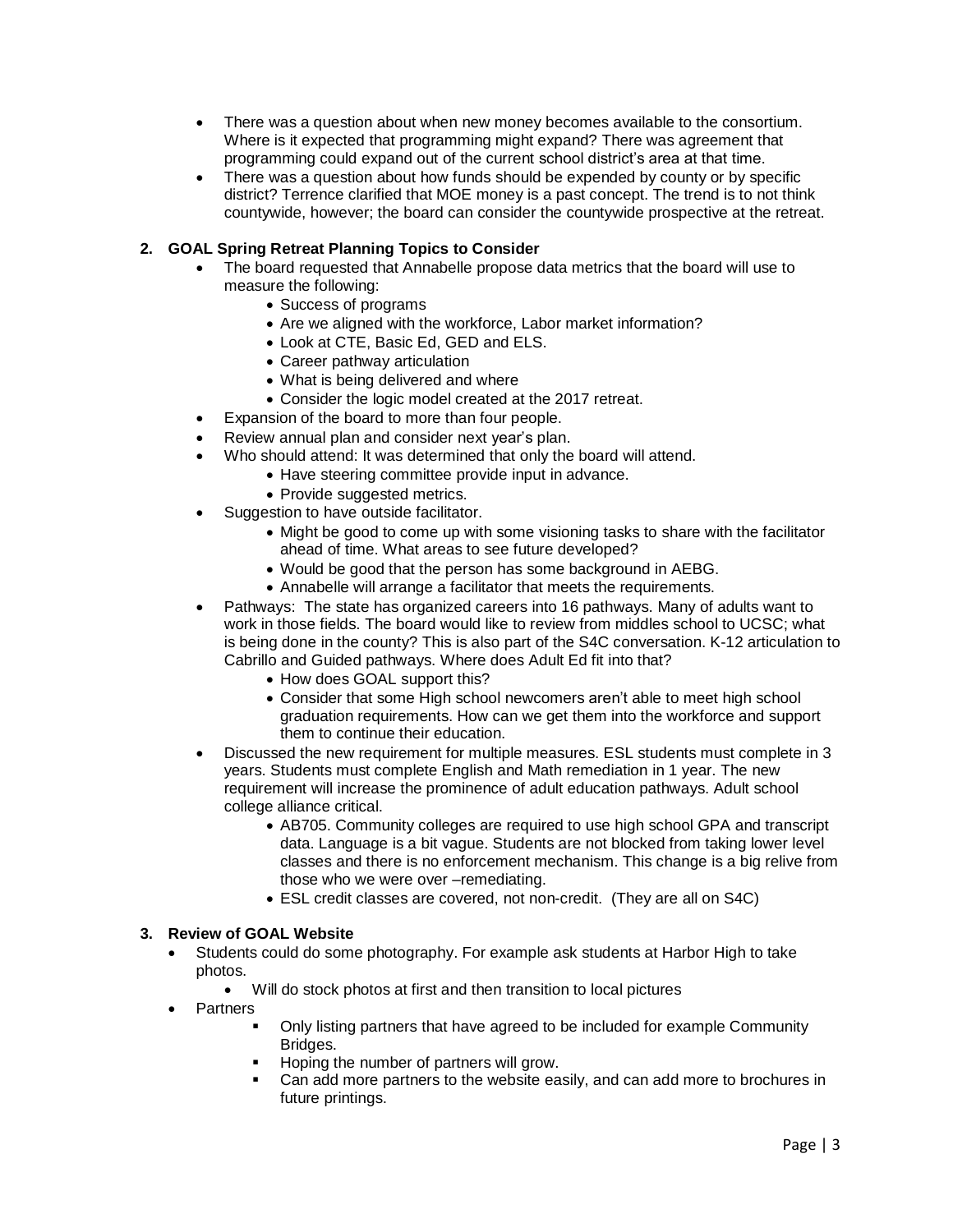- There was a question about when new money becomes available to the consortium. Where is it expected that programming might expand? There was agreement that programming could expand out of the current school district's area at that time.
- There was a question about how funds should be expended by county or by specific district? Terrence clarified that MOE money is a past concept. The trend is to not think countywide, however; the board can consider the countywide prospective at the retreat.

**2. GOAL Spring Retreat Planning Topics to Consider**

- The board requested that Annabelle propose data metrics that the board will use to measure the following:
  - Success of programs
  - Are we aligned with the workforce, Labor market information?
  - Look at CTE, Basic Ed, GED and ELS.
  - Career pathway articulation
  - What is being delivered and where
  - Consider the logic model created at the 2017 retreat.
- Expansion of the board to more than four people.
- Review annual plan and consider next year's plan.
- Who should attend: It was determined that only the board will attend.
  - Have steering committee provide input in advance.
  - Provide suggested metrics.
- Suggestion to have outside facilitator.
  - Might be good to come up with some visioning tasks to share with the facilitator ahead of time. What areas to see future developed?
  - Would be good that the person has some background in AEBG.
  - Annabelle will arrange a facilitator that meets the requirements.
- Pathways: The state has organized careers into 16 pathways. Many of adults want to work in those fields. The board would like to review from middles school to UCSC; what is being done in the county? This is also part of the S4C conversation. K-12 articulation to Cabrillo and Guided pathways. Where does Adult Ed fit into that?
  - How does GOAL support this?
  - Consider that some High school newcomers aren't able to meet high school graduation requirements. How can we get them into the workforce and support them to continue their education.
- Discussed the new requirement for multiple measures. ESL students must complete in 3 years. Students must complete English and Math remediation in 1 year. The new requirement will increase the prominence of adult education pathways. Adult school college alliance critical.
  - AB705. Community colleges are required to use high school GPA and transcript data. Language is a bit vague. Students are not blocked from taking lower level classes and there is no enforcement mechanism. This change is a big relive from those who we were over –remediating.
  - ESL credit classes are covered, not non-credit. (They are all on S4C)

**3. Review of GOAL Website**

- Students could do some photography. For example ask students at Harbor High to take photos.
  - Will do stock photos at first and then transition to local pictures
- Partners
  - Only listing partners that have agreed to be included for example Community Bridges.
  - Hoping the number of partners will grow.
  - Can add more partners to the website easily, and can add more to brochures in future printings.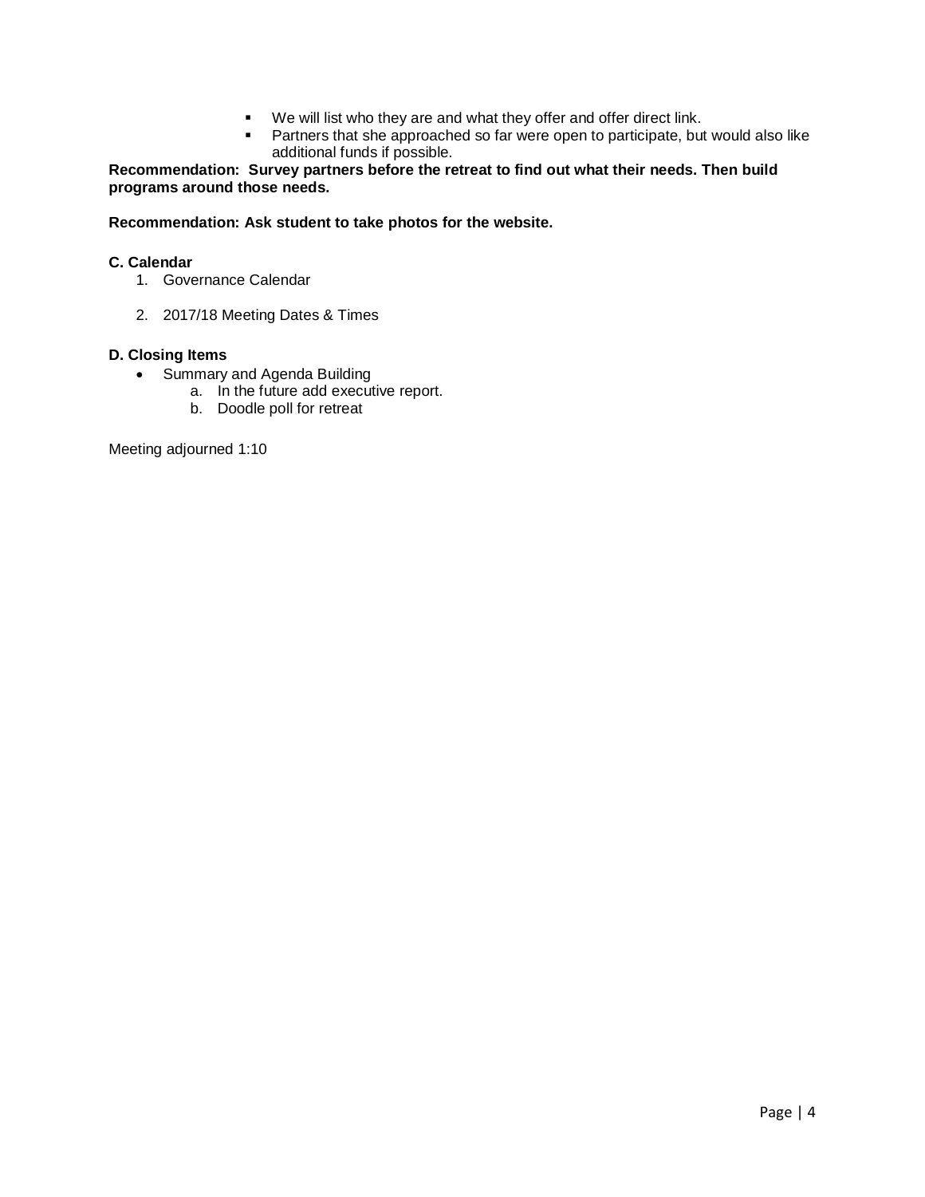- We will list who they are and what they offer and offer direct link.
- Partners that she approached so far were open to participate, but would also like additional funds if possible.

**Recommendation: Survey partners before the retreat to find out what their needs. Then build programs around those needs.**

**Recommendation: Ask student to take photos for the website.**

**C. Calendar**

1. Governance Calendar
2. 2017/18 Meeting Dates & Times

**D. Closing Items**

- Summary and Agenda Building
    a. In the future add executive report.
    b. Doodle poll for retreat

Meeting adjourned 1:10